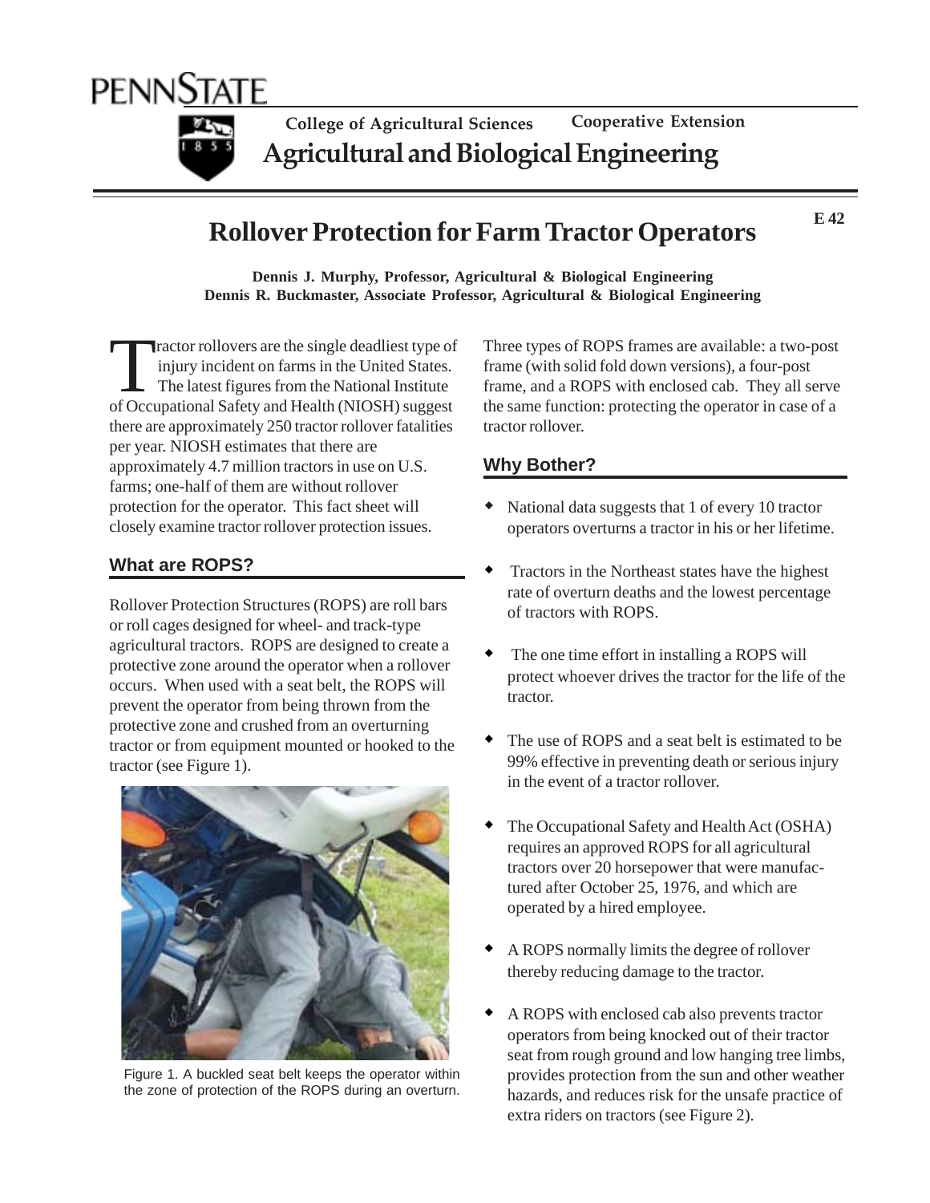PENNSTATE

College of Agricultural Sciences Cooperative Extension

Agricultural and Biological Engineering

E 42

# Rollover Protection for Farm Tractor Operators

**Dennis J. Murphy, Professor, Agricultural & Biological Engineering**
**Dennis R. Buckmaster, Associate Professor, Agricultural & Biological Engineering**

Tractor rollovers are the single deadliest type of injury incident on farms in the United States. The latest figures from the National Institute of Occupational Safety and Health (NIOSH) suggest there are approximately 250 tractor rollover fatalities per year. NIOSH estimates that there are approximately 4.7 million tractors in use on U.S. farms; one-half of them are without rollover protection for the operator. This fact sheet will closely examine tractor rollover protection issues.

## What are ROPS?

Rollover Protection Structures (ROPS) are roll bars or roll cages designed for wheel- and track-type agricultural tractors. ROPS are designed to create a protective zone around the operator when a rollover occurs. When used with a seat belt, the ROPS will prevent the operator from being thrown from the protective zone and crushed from an overturning tractor or from equipment mounted or hooked to the tractor (see Figure 1).

Figure 1. A buckled seat belt keeps the operator within the zone of protection of the ROPS during an overturn.

Three types of ROPS frames are available: a two-post frame (with solid fold down versions), a four-post frame, and a ROPS with enclosed cab. They all serve the same function: protecting the operator in case of a tractor rollover.

## Why Bother?

- National data suggests that 1 of every 10 tractor operators overturns a tractor in his or her lifetime.
- Tractors in the Northeast states have the highest rate of overturn deaths and the lowest percentage of tractors with ROPS.
- The one time effort in installing a ROPS will protect whoever drives the tractor for the life of the tractor.
- The use of ROPS and a seat belt is estimated to be 99% effective in preventing death or serious injury in the event of a tractor rollover.
- The Occupational Safety and Health Act (OSHA) requires an approved ROPS for all agricultural tractors over 20 horsepower that were manufactured after October 25, 1976, and which are operated by a hired employee.
- A ROPS normally limits the degree of rollover thereby reducing damage to the tractor.
- A ROPS with enclosed cab also prevents tractor operators from being knocked out of their tractor seat from rough ground and low hanging tree limbs, provides protection from the sun and other weather hazards, and reduces risk for the unsafe practice of extra riders on tractors (see Figure 2).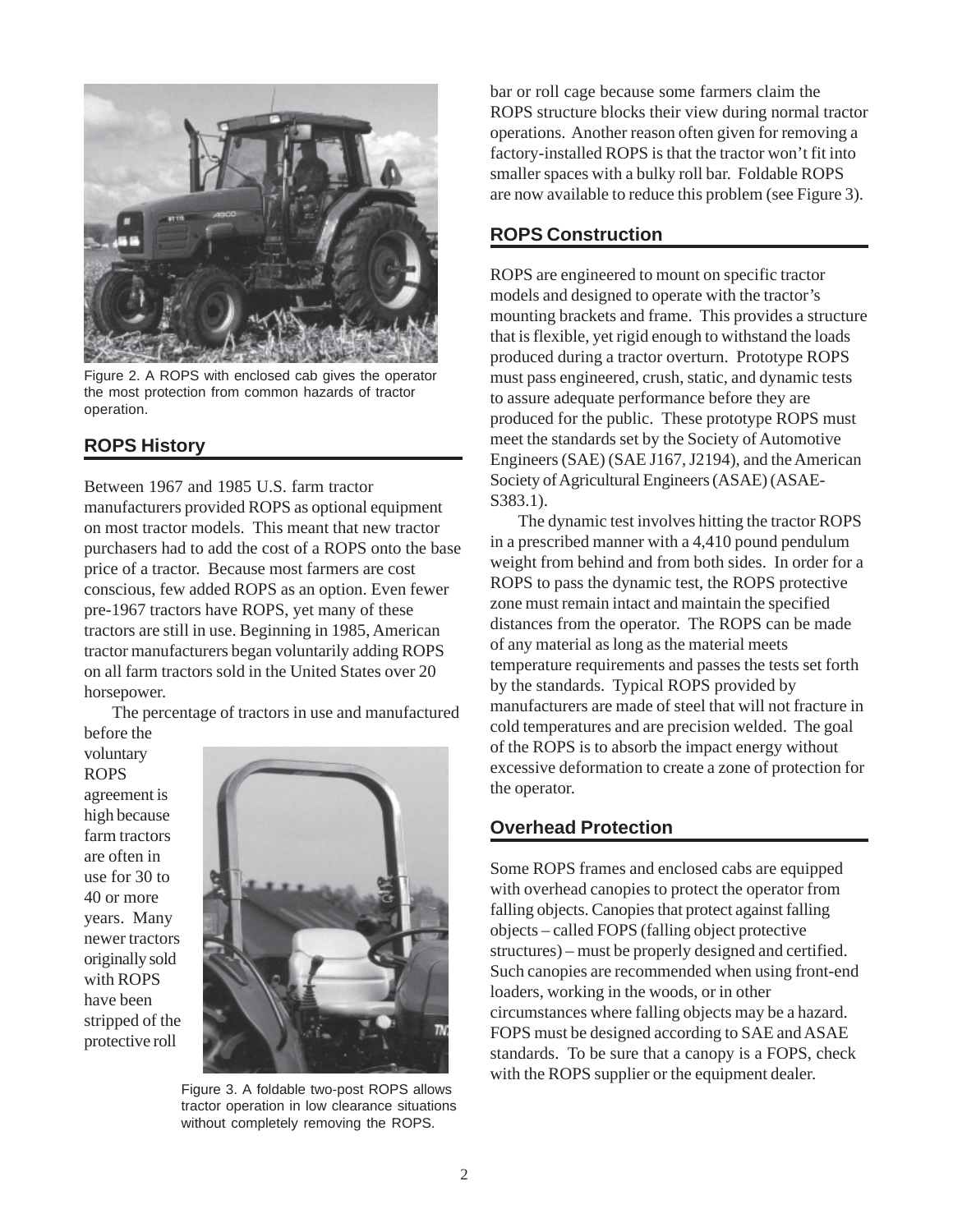Figure 2. A ROPS with enclosed cab gives the operator the most protection from common hazards of tractor operation.

## ROPS History

Between 1967 and 1985 U.S. farm tractor manufacturers provided ROPS as optional equipment on most tractor models. This meant that new tractor purchasers had to add the cost of a ROPS onto the base price of a tractor. Because most farmers are cost conscious, few added ROPS as an option. Even fewer pre-1967 tractors have ROPS, yet many of these tractors are still in use. Beginning in 1985, American tractor manufacturers began voluntarily adding ROPS on all farm tractors sold in the United States over 20 horsepower.

The percentage of tractors in use and manufactured before the voluntary ROPS agreement is high because farm tractors are often in use for 30 to 40 or more years. Many newer tractors originally sold with ROPS have been stripped of the protective roll bar or roll cage because some farmers claim the ROPS structure blocks their view during normal tractor operations. Another reason often given for removing a factory-installed ROPS is that the tractor won't fit into smaller spaces with a bulky roll bar. Foldable ROPS are now available to reduce this problem (see Figure 3).

Figure 3. A foldable two-post ROPS allows tractor operation in low clearance situations without completely removing the ROPS.

## ROPS Construction

ROPS are engineered to mount on specific tractor models and designed to operate with the tractor's mounting brackets and frame. This provides a structure that is flexible, yet rigid enough to withstand the loads produced during a tractor overturn. Prototype ROPS must pass engineered, crush, static, and dynamic tests to assure adequate performance before they are produced for the public. These prototype ROPS must meet the standards set by the Society of Automotive Engineers (SAE) (SAE J167, J2194), and the American Society of Agricultural Engineers (ASAE) (ASAE-S383.1).

The dynamic test involves hitting the tractor ROPS in a prescribed manner with a 4,410 pound pendulum weight from behind and from both sides. In order for a ROPS to pass the dynamic test, the ROPS protective zone must remain intact and maintain the specified distances from the operator. The ROPS can be made of any material as long as the material meets temperature requirements and passes the tests set forth by the standards. Typical ROPS provided by manufacturers are made of steel that will not fracture in cold temperatures and are precision welded. The goal of the ROPS is to absorb the impact energy without excessive deformation to create a zone of protection for the operator.

## Overhead Protection

Some ROPS frames and enclosed cabs are equipped with overhead canopies to protect the operator from falling objects. Canopies that protect against falling objects – called FOPS (falling object protective structures) – must be properly designed and certified. Such canopies are recommended when using front-end loaders, working in the woods, or in other circumstances where falling objects may be a hazard. FOPS must be designed according to SAE and ASAE standards. To be sure that a canopy is a FOPS, check with the ROPS supplier or the equipment dealer.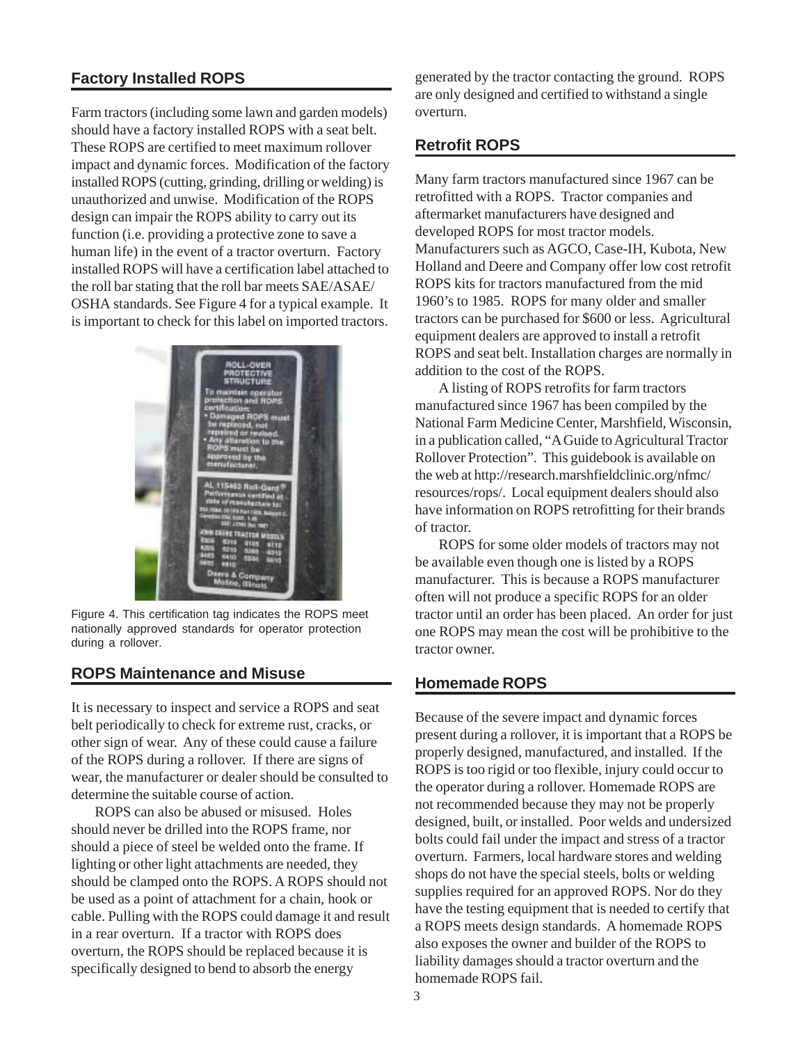## Factory Installed ROPS

Farm tractors (including some lawn and garden models) should have a factory installed ROPS with a seat belt. These ROPS are certified to meet maximum rollover impact and dynamic forces. Modification of the factory installed ROPS (cutting, grinding, drilling or welding) is unauthorized and unwise. Modification of the ROPS design can impair the ROPS ability to carry out its function (i.e. providing a protective zone to save a human life) in the event of a tractor overturn. Factory installed ROPS will have a certification label attached to the roll bar stating that the roll bar meets SAE/ASAE/OSHA standards. See Figure 4 for a typical example. It is important to check for this label on imported tractors.

Figure 4. This certification tag indicates the ROPS meet nationally approved standards for operator protection during a rollover.

## ROPS Maintenance and Misuse

It is necessary to inspect and service a ROPS and seat belt periodically to check for extreme rust, cracks, or other sign of wear. Any of these could cause a failure of the ROPS during a rollover. If there are signs of wear, the manufacturer or dealer should be consulted to determine the suitable course of action.

ROPS can also be abused or misused. Holes should never be drilled into the ROPS frame, nor should a piece of steel be welded onto the frame. If lighting or other light attachments are needed, they should be clamped onto the ROPS. A ROPS should not be used as a point of attachment for a chain, hook or cable. Pulling with the ROPS could damage it and result in a rear overturn. If a tractor with ROPS does overturn, the ROPS should be replaced because it is specifically designed to bend to absorb the energy generated by the tractor contacting the ground. ROPS are only designed and certified to withstand a single overturn.

## Retrofit ROPS

Many farm tractors manufactured since 1967 can be retrofitted with a ROPS. Tractor companies and aftermarket manufacturers have designed and developed ROPS for most tractor models. Manufacturers such as AGCO, Case-IH, Kubota, New Holland and Deere and Company offer low cost retrofit ROPS kits for tractors manufactured from the mid 1960's to 1985. ROPS for many older and smaller tractors can be purchased for $600 or less. Agricultural equipment dealers are approved to install a retrofit ROPS and seat belt. Installation charges are normally in addition to the cost of the ROPS.

A listing of ROPS retrofits for farm tractors manufactured since 1967 has been compiled by the National Farm Medicine Center, Marshfield, Wisconsin, in a publication called, "A Guide to Agricultural Tractor Rollover Protection". This guidebook is available on the web at http://research.marshfieldclinic.org/nfmc/resources/rops/. Local equipment dealers should also have information on ROPS retrofitting for their brands of tractor.

ROPS for some older models of tractors may not be available even though one is listed by a ROPS manufacturer. This is because a ROPS manufacturer often will not produce a specific ROPS for an older tractor until an order has been placed. An order for just one ROPS may mean the cost will be prohibitive to the tractor owner.

## Homemade ROPS

Because of the severe impact and dynamic forces present during a rollover, it is important that a ROPS be properly designed, manufactured, and installed. If the ROPS is too rigid or too flexible, injury could occur to the operator during a rollover. Homemade ROPS are not recommended because they may not be properly designed, built, or installed. Poor welds and undersized bolts could fail under the impact and stress of a tractor overturn. Farmers, local hardware stores and welding shops do not have the special steels, bolts or welding supplies required for an approved ROPS. Nor do they have the testing equipment that is needed to certify that a ROPS meets design standards. A homemade ROPS also exposes the owner and builder of the ROPS to liability damages should a tractor overturn and the homemade ROPS fail.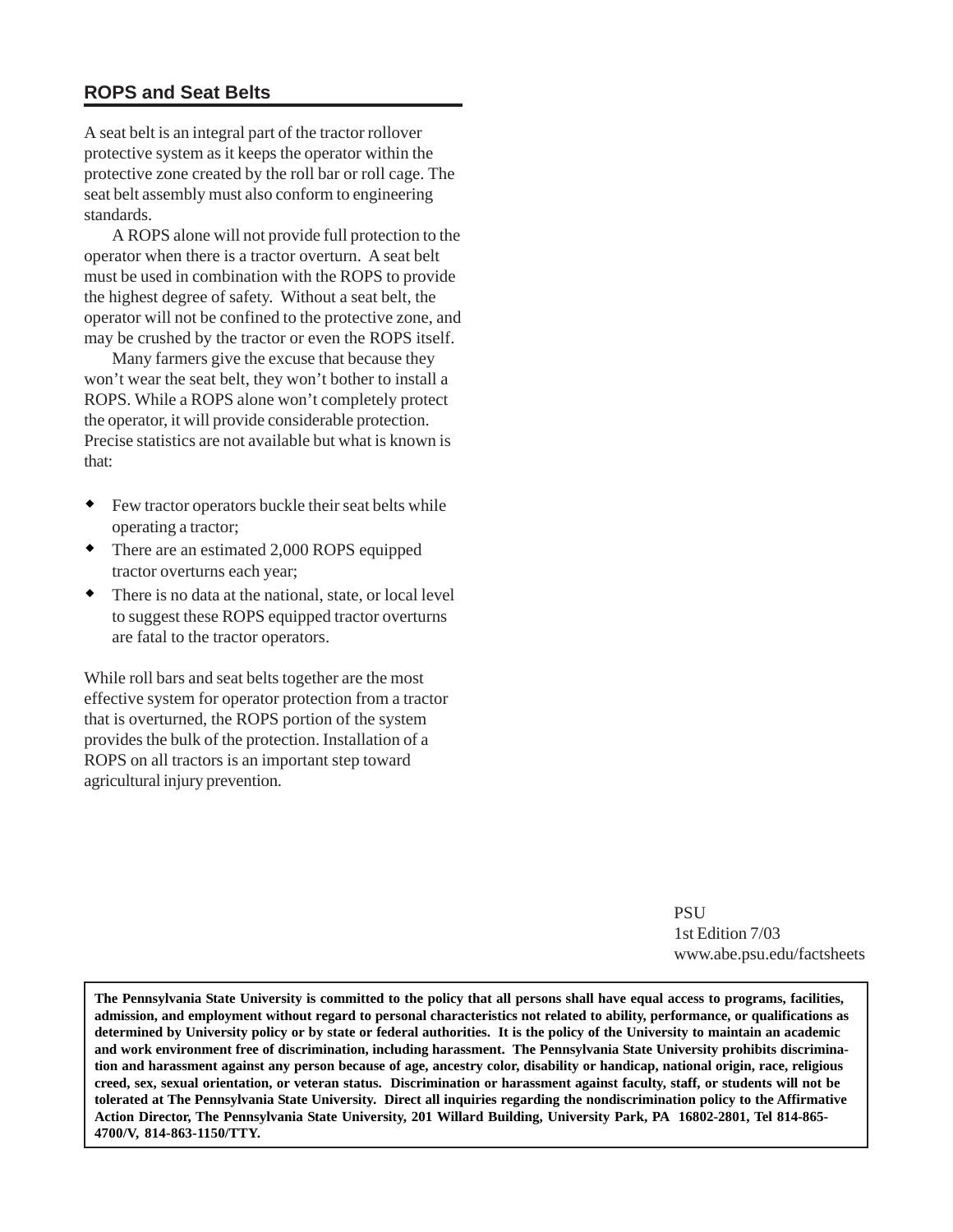## ROPS and Seat Belts

A seat belt is an integral part of the tractor rollover protective system as it keeps the operator within the protective zone created by the roll bar or roll cage. The seat belt assembly must also conform to engineering standards.

A ROPS alone will not provide full protection to the operator when there is a tractor overturn. A seat belt must be used in combination with the ROPS to provide the highest degree of safety. Without a seat belt, the operator will not be confined to the protective zone, and may be crushed by the tractor or even the ROPS itself.

Many farmers give the excuse that because they won't wear the seat belt, they won't bother to install a ROPS. While a ROPS alone won't completely protect the operator, it will provide considerable protection. Precise statistics are not available but what is known is that:

- Few tractor operators buckle their seat belts while operating a tractor;
- There are an estimated 2,000 ROPS equipped tractor overturns each year;
- There is no data at the national, state, or local level to suggest these ROPS equipped tractor overturns are fatal to the tractor operators.

While roll bars and seat belts together are the most effective system for operator protection from a tractor that is overturned, the ROPS portion of the system provides the bulk of the protection. Installation of a ROPS on all tractors is an important step toward agricultural injury prevention.

PSU
1st Edition 7/03
www.abe.psu.edu/factsheets

**The Pennsylvania State University is committed to the policy that all persons shall have equal access to programs, facilities, admission, and employment without regard to personal characteristics not related to ability, performance, or qualifications as determined by University policy or by state or federal authorities. It is the policy of the University to maintain an academic and work environment free of discrimination, including harassment. The Pennsylvania State University prohibits discrimination and harassment against any person because of age, ancestry color, disability or handicap, national origin, race, religious creed, sex, sexual orientation, or veteran status. Discrimination or harassment against faculty, staff, or students will not be tolerated at The Pennsylvania State University. Direct all inquiries regarding the nondiscrimination policy to the Affirmative Action Director, The Pennsylvania State University, 201 Willard Building, University Park, PA 16802-2801, Tel 814-865-4700/V, 814-863-1150/TTY.**